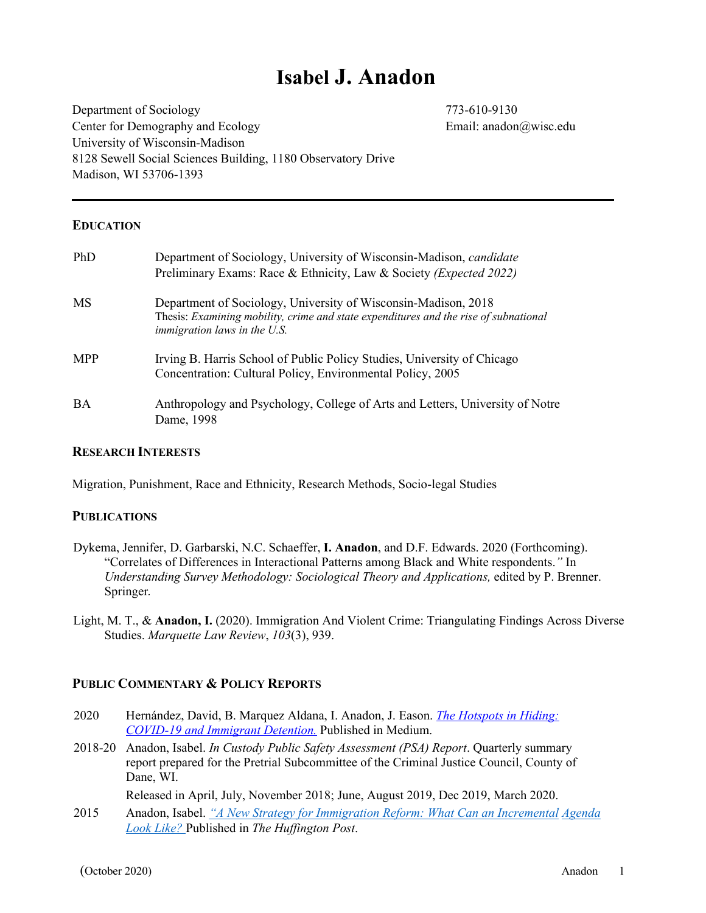# Isabel J. Anadon

Department of Sociology
Center for Demography and Ecology
University of Wisconsin-Madison
8128 Sewell Social Sciences Building, 1180 Observatory Drive
Madison, WI 53706-1393

773-610-9130
Email: anadon@wisc.edu

---

## EDUCATION

| | |
|---|---|
| PhD | Department of Sociology, University of Wisconsin-Madison, *candidate*<br>Preliminary Exams: Race & Ethnicity, Law & Society *(Expected 2022)* |
| MS | Department of Sociology, University of Wisconsin-Madison, 2018<br>Thesis: *Examining mobility, crime and state expenditures and the rise of subnational immigration laws in the U.S.* |
| MPP | Irving B. Harris School of Public Policy Studies, University of Chicago<br>Concentration: Cultural Policy, Environmental Policy, 2005 |
| BA | Anthropology and Psychology, College of Arts and Letters, University of Notre Dame, 1998 |

## RESEARCH INTERESTS

Migration, Punishment, Race and Ethnicity, Research Methods, Socio-legal Studies

## PUBLICATIONS

Dykema, Jennifer, D. Garbarski, N.C. Schaeffer, **I. Anadon**, and D.F. Edwards. 2020 (Forthcoming). "Correlates of Differences in Interactional Patterns among Black and White respondents." In *Understanding Survey Methodology: Sociological Theory and Applications,* edited by P. Brenner. Springer.

Light, M. T., & **Anadon, I.** (2020). Immigration And Violent Crime: Triangulating Findings Across Diverse Studies. *Marquette Law Review*, *103*(3), 939.

## PUBLIC COMMENTARY & POLICY REPORTS

| | |
|---|---|
| 2020 | Hernández, David, B. Marquez Aldana, I. Anadon, J. Eason. *The Hotspots in Hiding: COVID-19 and Immigrant Detention.* Published in Medium. |
| 2018-20 | Anadon, Isabel. *In Custody Public Safety Assessment (PSA) Report*. Quarterly summary report prepared for the Pretrial Subcommittee of the Criminal Justice Council, County of Dane, WI.<br>Released in April, July, November 2018; June, August 2019, Dec 2019, March 2020. |
| 2015 | Anadon, Isabel. *"A New Strategy for Immigration Reform: What Can an Incremental Agenda Look Like?* Published in *The Huffington Post*. |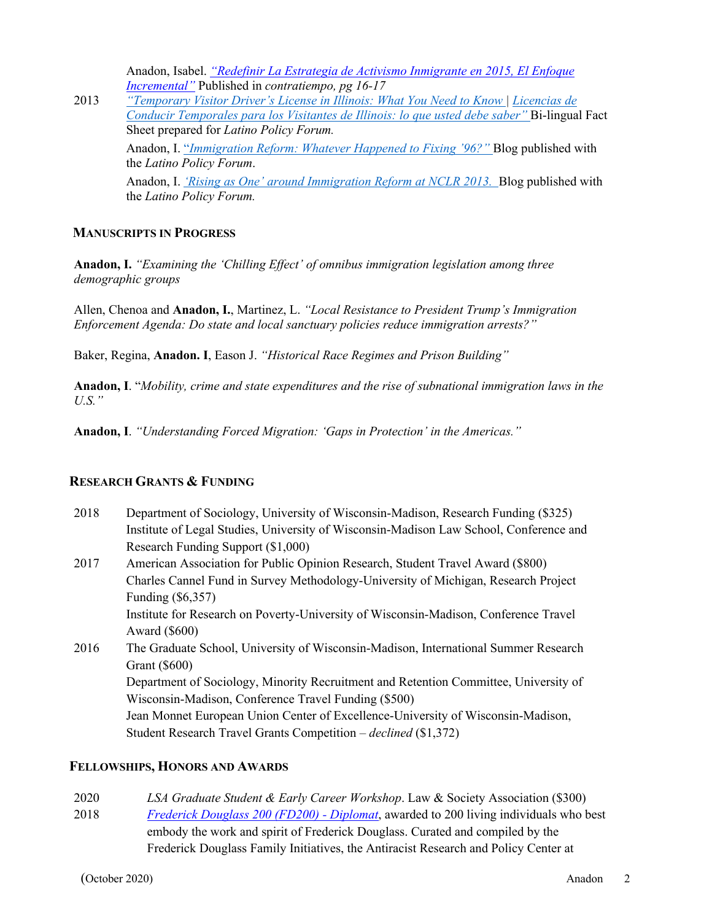Anadon, Isabel. *"Redefinir La Estrategia de Activismo Inmigrante en 2015, El Enfoque Incremental"* Published in *contratiempo, pg 16-17*

2013 *"Temporary Visitor Driver's License in Illinois: What You Need to Know | Licencias de Conducir Temporales para los Visitantes de Illinois: lo que usted debe saber"* Bi-lingual Fact Sheet prepared for *Latino Policy Forum.*

Anadon, I. *"Immigration Reform: Whatever Happened to Fixing '96?"* Blog published with the *Latino Policy Forum*.

Anadon, I. *'Rising as One' around Immigration Reform at NCLR 2013.* Blog published with the *Latino Policy Forum.*

## MANUSCRIPTS IN PROGRESS

**Anadon, I.** *"Examining the 'Chilling Effect' of omnibus immigration legislation among three demographic groups*

Allen, Chenoa and **Anadon, I.**, Martinez, L. *"Local Resistance to President Trump's Immigration Enforcement Agenda: Do state and local sanctuary policies reduce immigration arrests?"*

Baker, Regina, **Anadon. I**, Eason J. *"Historical Race Regimes and Prison Building"*

**Anadon, I**. "*Mobility, crime and state expenditures and the rise of subnational immigration laws in the U.S."*

**Anadon, I**. *"Understanding Forced Migration: 'Gaps in Protection' in the Americas."*

## RESEARCH GRANTS & FUNDING

2018 Department of Sociology, University of Wisconsin-Madison, Research Funding ($325)
Institute of Legal Studies, University of Wisconsin-Madison Law School, Conference and Research Funding Support ($1,000)

2017 American Association for Public Opinion Research, Student Travel Award ($800)
Charles Cannel Fund in Survey Methodology-University of Michigan, Research Project Funding ($6,357)
Institute for Research on Poverty-University of Wisconsin-Madison, Conference Travel Award ($600)

2016 The Graduate School, University of Wisconsin-Madison, International Summer Research Grant ($600)
Department of Sociology, Minority Recruitment and Retention Committee, University of Wisconsin-Madison, Conference Travel Funding ($500)
Jean Monnet European Union Center of Excellence-University of Wisconsin-Madison, Student Research Travel Grants Competition – *declined* ($1,372)

## FELLOWSHIPS, HONORS AND AWARDS

2020 *LSA Graduate Student & Early Career Workshop*. Law & Society Association ($300)

2018 *Frederick Douglass 200 (FD200) - Diplomat*, awarded to 200 living individuals who best embody the work and spirit of Frederick Douglass. Curated and compiled by the Frederick Douglass Family Initiatives, the Antiracist Research and Policy Center at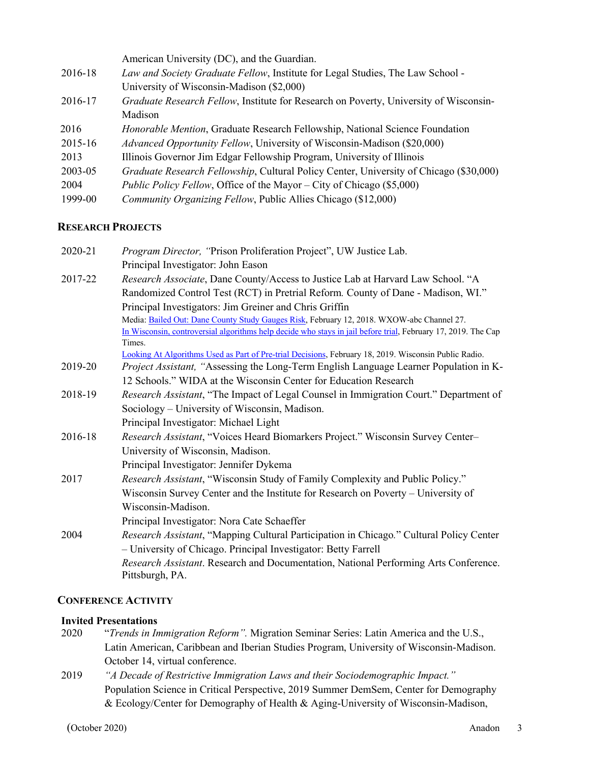American University (DC), and the Guardian.

2016-18 *Law and Society Graduate Fellow*, Institute for Legal Studies, The Law School - University of Wisconsin-Madison ($2,000)

2016-17 *Graduate Research Fellow*, Institute for Research on Poverty, University of Wisconsin-Madison

2016 *Honorable Mention*, Graduate Research Fellowship, National Science Foundation

2015-16 *Advanced Opportunity Fellow*, University of Wisconsin-Madison ($20,000)

2013 Illinois Governor Jim Edgar Fellowship Program, University of Illinois

2003-05 *Graduate Research Fellowship*, Cultural Policy Center, University of Chicago ($30,000)

2004 *Public Policy Fellow*, Office of the Mayor – City of Chicago ($5,000)

1999-00 *Community Organizing Fellow*, Public Allies Chicago ($12,000)

## RESEARCH PROJECTS

2020-21 *Program Director, "*Prison Proliferation Project", UW Justice Lab.
Principal Investigator: John Eason

2017-22 *Research Associate*, Dane County/Access to Justice Lab at Harvard Law School. "A Randomized Control Test (RCT) in Pretrial Reform. County of Dane - Madison, WI."
Principal Investigators: Jim Greiner and Chris Griffin
Media: Bailed Out: Dane County Study Gauges Risk, February 12, 2018. WXOW-abc Channel 27.
In Wisconsin, controversial algorithms help decide who stays in jail before trial, February 17, 2019. The Cap Times.
Looking At Algorithms Used as Part of Pre-trial Decisions, February 18, 2019. Wisconsin Public Radio.

2019-20 *Project Assistant, "*Assessing the Long-Term English Language Learner Population in K-12 Schools." WIDA at the Wisconsin Center for Education Research

2018-19 *Research Assistant*, "The Impact of Legal Counsel in Immigration Court." Department of Sociology – University of Wisconsin, Madison.
Principal Investigator: Michael Light

2016-18 *Research Assistant*, "Voices Heard Biomarkers Project." Wisconsin Survey Center– University of Wisconsin, Madison.
Principal Investigator: Jennifer Dykema

2017 *Research Assistant*, "Wisconsin Study of Family Complexity and Public Policy." Wisconsin Survey Center and the Institute for Research on Poverty – University of Wisconsin-Madison.
Principal Investigator: Nora Cate Schaeffer

2004 *Research Assistant*, "Mapping Cultural Participation in Chicago*.*" Cultural Policy Center – University of Chicago. Principal Investigator: Betty Farrell
*Research Assistant*. Research and Documentation, National Performing Arts Conference. Pittsburgh, PA.

## CONFERENCE ACTIVITY

**Invited Presentations**

2020 "*Trends in Immigration Reform".* Migration Seminar Series: Latin America and the U.S., Latin American, Caribbean and Iberian Studies Program, University of Wisconsin-Madison. October 14, virtual conference.

2019 *"A Decade of Restrictive Immigration Laws and their Sociodemographic Impact."* Population Science in Critical Perspective, 2019 Summer DemSem, Center for Demography & Ecology/Center for Demography of Health & Aging-University of Wisconsin-Madison,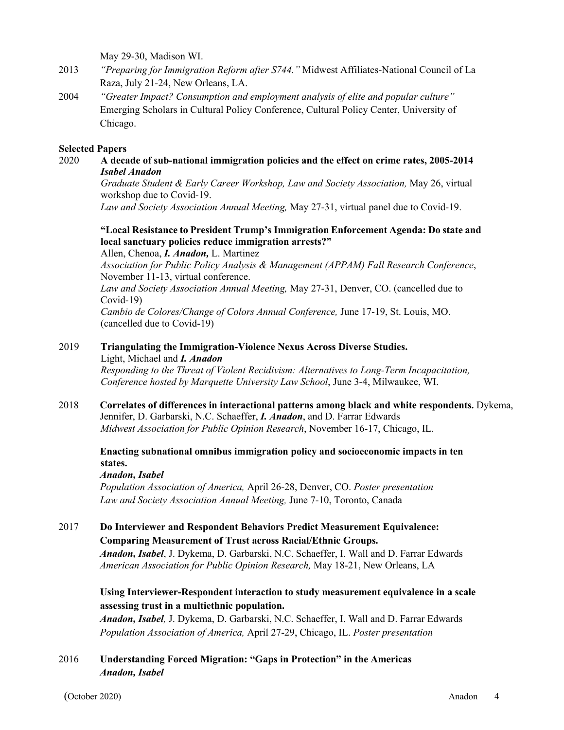May 29-30, Madison WI.

2013 *"Preparing for Immigration Reform after S744."* Midwest Affiliates-National Council of La Raza, July 21-24, New Orleans, LA.

2004 *"Greater Impact? Consumption and employment analysis of elite and popular culture"* Emerging Scholars in Cultural Policy Conference, Cultural Policy Center, University of Chicago.

**Selected Papers**

2020 **A decade of sub-national immigration policies and the effect on crime rates, 2005-2014**
***Isabel Anadon***
*Graduate Student & Early Career Workshop, Law and Society Association,* May 26, virtual workshop due to Covid-19.
*Law and Society Association Annual Meeting,* May 27-31, virtual panel due to Covid-19.

**"Local Resistance to President Trump's Immigration Enforcement Agenda: Do state and local sanctuary policies reduce immigration arrests?"**
Allen, Chenoa, ***I. Anadon,*** L. Martinez
*Association for Public Policy Analysis & Management (APPAM) Fall Research Conference*, November 11-13, virtual conference.
*Law and Society Association Annual Meeting,* May 27-31, Denver, CO. (cancelled due to Covid-19)
*Cambio de Colores/Change of Colors Annual Conference,* June 17-19, St. Louis, MO. (cancelled due to Covid-19)

2019 **Triangulating the Immigration-Violence Nexus Across Diverse Studies.**
Light, Michael and ***I. Anadon***
*Responding to the Threat of Violent Recidivism: Alternatives to Long-Term Incapacitation, Conference hosted by Marquette University Law School*, June 3-4, Milwaukee, WI.

2018 **Correlates of differences in interactional patterns among black and white respondents.** Dykema, Jennifer, D. Garbarski, N.C. Schaeffer, ***I. Anadon***, and D. Farrar Edwards
*Midwest Association for Public Opinion Research*, November 16-17, Chicago, IL.

**Enacting subnational omnibus immigration policy and socioeconomic impacts in ten states.**
***Anadon, Isabel***
*Population Association of America,* April 26-28, Denver, CO. *Poster presentation*
*Law and Society Association Annual Meeting,* June 7-10, Toronto, Canada

2017 **Do Interviewer and Respondent Behaviors Predict Measurement Equivalence: Comparing Measurement of Trust across Racial/Ethnic Groups.**
***Anadon, Isabel***, J. Dykema, D. Garbarski, N.C. Schaeffer, I. Wall and D. Farrar Edwards
*American Association for Public Opinion Research,* May 18-21, New Orleans, LA

**Using Interviewer-Respondent interaction to study measurement equivalence in a scale assessing trust in a multiethnic population.**
***Anadon, Isabel,*** J. Dykema, D. Garbarski, N.C. Schaeffer, I. Wall and D. Farrar Edwards
*Population Association of America,* April 27-29, Chicago, IL. *Poster presentation*

2016 **Understanding Forced Migration: "Gaps in Protection" in the Americas**
***Anadon, Isabel***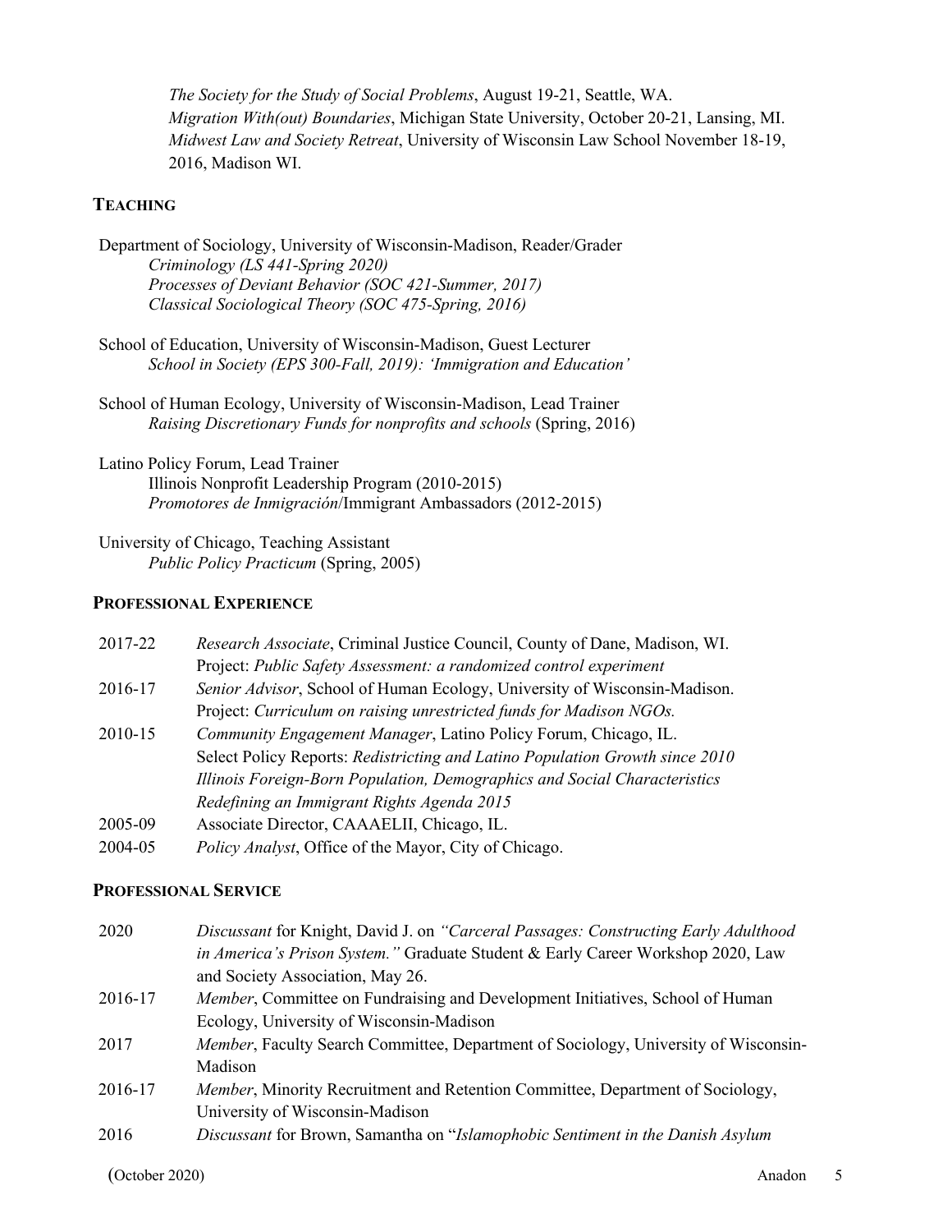*The Society for the Study of Social Problems*, August 19-21, Seattle, WA.
*Migration With(out) Boundaries*, Michigan State University, October 20-21, Lansing, MI.
*Midwest Law and Society Retreat*, University of Wisconsin Law School November 18-19, 2016, Madison WI.

## TEACHING

Department of Sociology, University of Wisconsin-Madison, Reader/Grader
*Criminology (LS 441-Spring 2020)*
*Processes of Deviant Behavior (SOC 421-Summer, 2017)*
*Classical Sociological Theory (SOC 475-Spring, 2016)*

School of Education, University of Wisconsin-Madison, Guest Lecturer
*School in Society (EPS 300-Fall, 2019): 'Immigration and Education'*

School of Human Ecology, University of Wisconsin-Madison, Lead Trainer
*Raising Discretionary Funds for nonprofits and schools* (Spring, 2016)

Latino Policy Forum, Lead Trainer
Illinois Nonprofit Leadership Program (2010-2015)
*Promotores de Inmigración*/Immigrant Ambassadors (2012-2015)

University of Chicago, Teaching Assistant
*Public Policy Practicum* (Spring, 2005)

## PROFESSIONAL EXPERIENCE

2017-22 *Research Associate*, Criminal Justice Council, County of Dane, Madison, WI.
Project: *Public Safety Assessment: a randomized control experiment*

2016-17 *Senior Advisor*, School of Human Ecology, University of Wisconsin-Madison.
Project: *Curriculum on raising unrestricted funds for Madison NGOs.*

2010-15 *Community Engagement Manager*, Latino Policy Forum, Chicago, IL.
Select Policy Reports: *Redistricting and Latino Population Growth since 2010*
*Illinois Foreign-Born Population, Demographics and Social Characteristics*
*Redefining an Immigrant Rights Agenda 2015*

2005-09 Associate Director, CAAAELII, Chicago, IL.

2004-05 *Policy Analyst*, Office of the Mayor, City of Chicago.

## PROFESSIONAL SERVICE

2020 *Discussant* for Knight, David J. on *"Carceral Passages: Constructing Early Adulthood in America's Prison System."* Graduate Student & Early Career Workshop 2020, Law and Society Association, May 26.

2016-17 *Member*, Committee on Fundraising and Development Initiatives, School of Human Ecology, University of Wisconsin-Madison

2017 *Member*, Faculty Search Committee, Department of Sociology, University of Wisconsin-Madison

2016-17 *Member*, Minority Recruitment and Retention Committee, Department of Sociology, University of Wisconsin-Madison

2016 *Discussant* for Brown, Samantha on "*Islamophobic Sentiment in the Danish Asylum*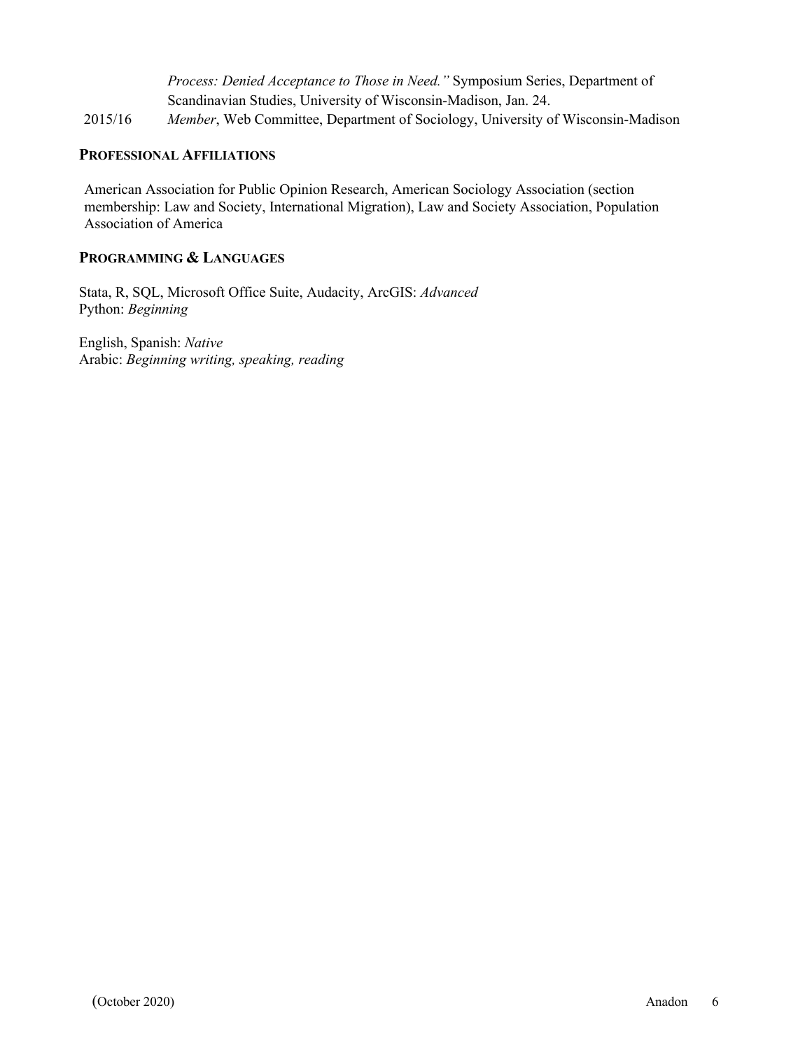*Process: Denied Acceptance to Those in Need."* Symposium Series, Department of Scandinavian Studies, University of Wisconsin-Madison, Jan. 24.

2015/16 *Member*, Web Committee, Department of Sociology, University of Wisconsin-Madison

## PROFESSIONAL AFFILIATIONS

American Association for Public Opinion Research, American Sociology Association (section membership: Law and Society, International Migration), Law and Society Association, Population Association of America

## PROGRAMMING & LANGUAGES

Stata, R, SQL, Microsoft Office Suite, Audacity, ArcGIS: *Advanced*
Python: *Beginning*

English, Spanish: *Native*
Arabic: *Beginning writing, speaking, reading*